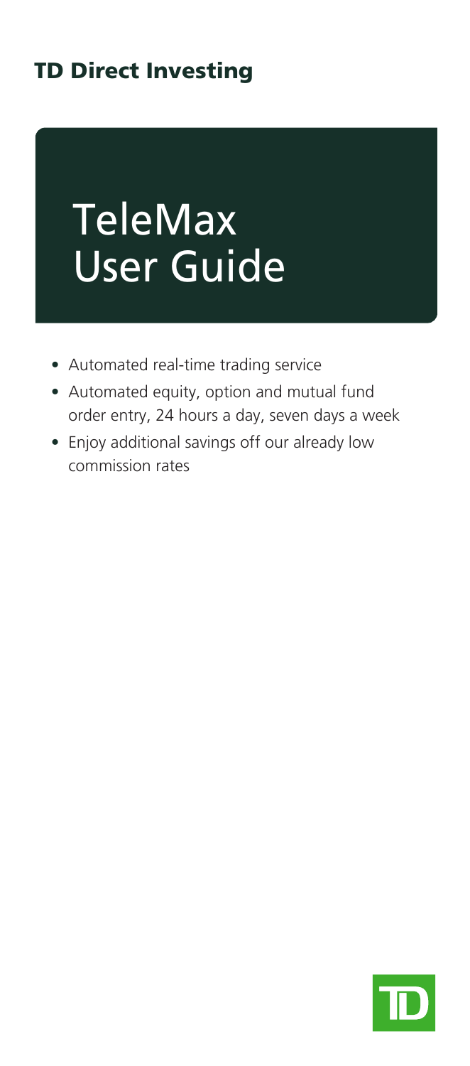**TD Direct Investing**

# TeleMax User Guide

- Automated real-time trading service
- Automated equity, option and mutual fund order entry, 24 hours a day, seven days a week
- Enjoy additional savings off our already low commission rates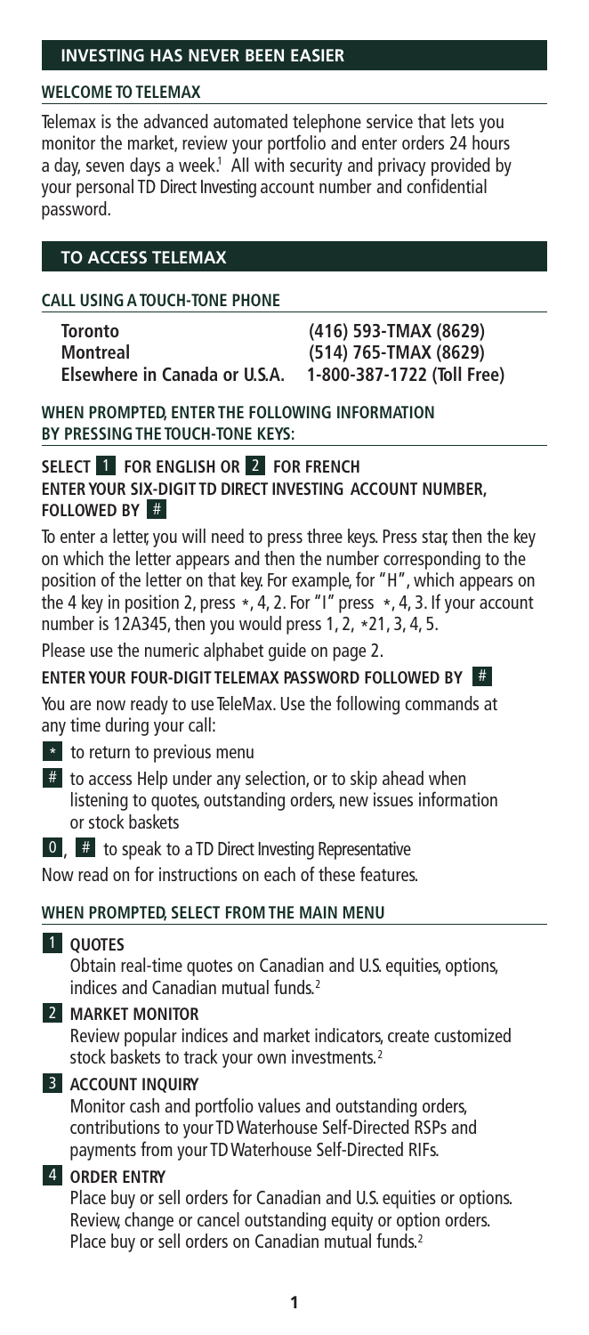## INVESTING HAS NEVER BEEN EASIER

### WELCOME TO TELEMAX

Telemax is the advanced automated telephone service that lets you monitor the market, review your portfolio and enter orders 24 hours a day, seven days a week.[1] All with security and privacy provided by your personal TD Direct Investing account number and confidential password.

## TO ACCESS TELEMAX

### CALL USING A TOUCH-TONE PHONE

| | |
|---|---|
| **Toronto** | **(416) 593-TMAX (8629)** |
| **Montreal** | **(514) 765-TMAX (8629)** |
| **Elsewhere in Canada or U.S.A.** | **1-800-387-1722 (Toll Free)** |

### WHEN PROMPTED, ENTER THE FOLLOWING INFORMATION BY PRESSING THE TOUCH-TONE KEYS:

**SELECT 1 FOR ENGLISH OR 2 FOR FRENCH**

**ENTER YOUR SIX-DIGIT TD DIRECT INVESTING ACCOUNT NUMBER, FOLLOWED BY #**

To enter a letter, you will need to press three keys. Press star, then the key on which the letter appears and then the number corresponding to the position of the letter on that key. For example, for "H", which appears on the 4 key in position 2, press *, 4, 2. For "I" press *, 4, 3. If your account number is 12A345, then you would press 1, 2, *21, 3, 4, 5.

Please use the numeric alphabet guide on page 2.

**ENTER YOUR FOUR-DIGIT TELEMAX PASSWORD FOLLOWED BY #**

You are now ready to use TeleMax. Use the following commands at any time during your call:

- **\*** to return to previous menu
- **#** to access Help under any selection, or to skip ahead when listening to quotes, outstanding orders, new issues information or stock baskets
- **0**, **#** to speak to a TD Direct Investing Representative

Now read on for instructions on each of these features.

### WHEN PROMPTED, SELECT FROM THE MAIN MENU

**1 QUOTES**
Obtain real-time quotes on Canadian and U.S. equities, options, indices and Canadian mutual funds.[2]

**2 MARKET MONITOR**
Review popular indices and market indicators, create customized stock baskets to track your own investments.[2]

**3 ACCOUNT INQUIRY**
Monitor cash and portfolio values and outstanding orders, contributions to your TD Waterhouse Self-Directed RSPs and payments from your TD Waterhouse Self-Directed RIFs.

**4 ORDER ENTRY**
Place buy or sell orders for Canadian and U.S. equities or options. Review, change or cancel outstanding equity or option orders. Place buy or sell orders on Canadian mutual funds.[2]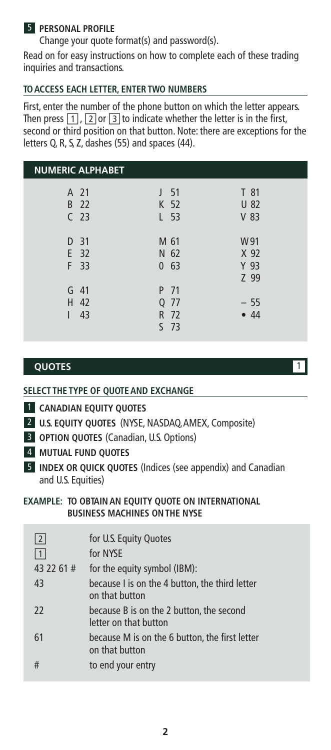**5 PERSONAL PROFILE**

Change your quote format(s) and password(s).

Read on for easy instructions on how to complete each of these trading inquiries and transactions.

**TO ACCESS EACH LETTER, ENTER TWO NUMBERS**

First, enter the number of the phone button on which the letter appears. Then press 1, 2 or 3 to indicate whether the letter is in the first, second or third position on that button. Note: there are exceptions for the letters Q, R, S, Z, dashes (55) and spaces (44).

**NUMERIC ALPHABET**

| | | |
|---|---|---|
| A 21 | J 51 | T 81 |
| B 22 | K 52 | U 82 |
| C 23 | L 53 | V 83 |
| D 31 | M 61 | W 91 |
| E 32 | N 62 | X 92 |
| F 33 | 0 63 | Y 93 |
| | | Z 99 |
| G 41 | P 71 | |
| H 42 | Q 77 | – 55 |
| I 43 | R 72 | • 44 |
| | S 73 | |

## QUOTES 1

**SELECT THE TYPE OF QUOTE AND EXCHANGE**

1 **CANADIAN EQUITY QUOTES**

2 **U.S. EQUITY QUOTES** (NYSE, NASDAQ, AMEX, Composite)

3 **OPTION QUOTES** (Canadian, U.S. Options)

4 **MUTUAL FUND QUOTES**

5 **INDEX OR QUICK QUOTES** (Indices (see appendix) and Canadian and U.S. Equities)

**EXAMPLE: TO OBTAIN AN EQUITY QUOTE ON INTERNATIONAL BUSINESS MACHINES ON THE NYSE**

| | |
|---|---|
| 2 | for U.S. Equity Quotes |
| 1 | for NYSE |
| 43 22 61 # | for the equity symbol (IBM): |
| 43 | because I is on the 4 button, the third letter on that button |
| 22 | because B is on the 2 button, the second letter on that button |
| 61 | because M is on the 6 button, the first letter on that button |
| # | to end your entry |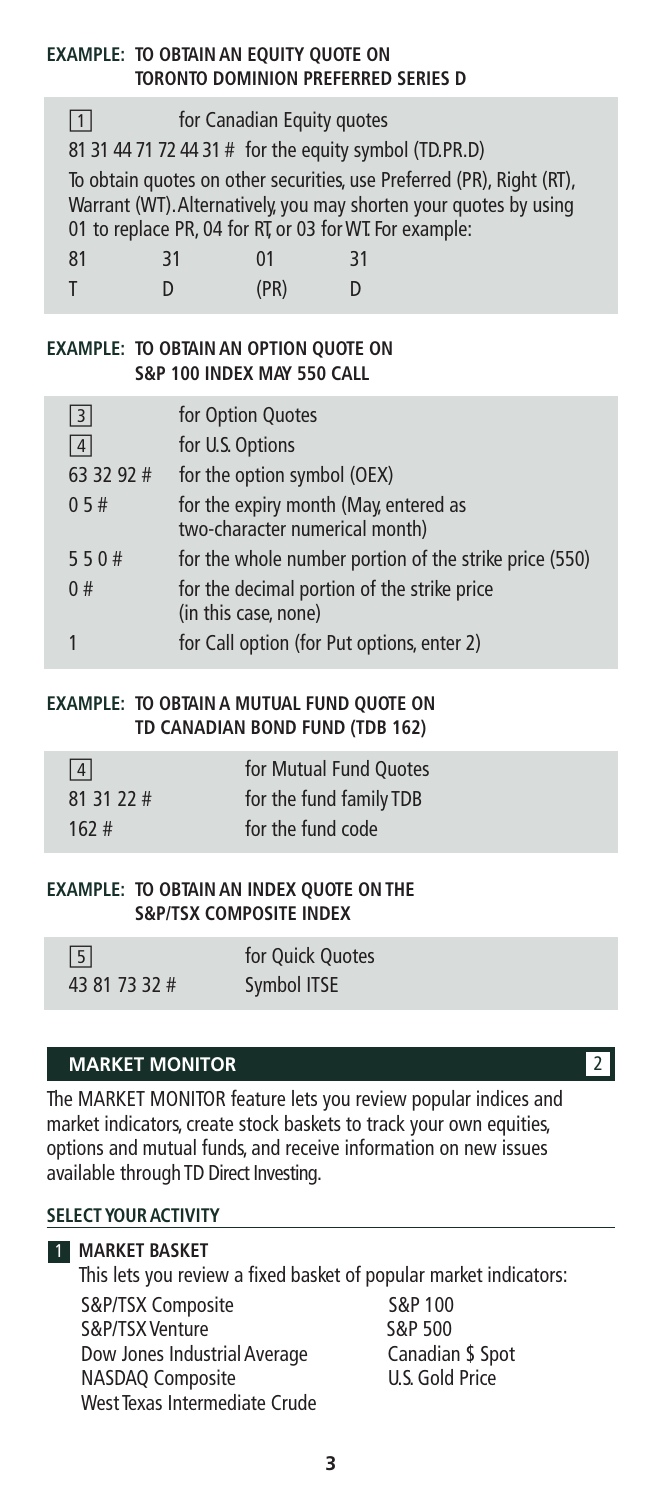#### EXAMPLE: TO OBTAIN AN EQUITY QUOTE ON TORONTO DOMINION PREFERRED SERIES D

[1] for Canadian Equity quotes

81 31 44 71 72 44 31 # for the equity symbol (TD.PR.D)

To obtain quotes on other securities, use Preferred (PR), Right (RT), Warrant (WT). Alternatively, you may shorten your quotes by using 01 to replace PR, 04 for RT, or 03 for WT. For example:

| 81 | 31 | 01 | 31 |
|---|---|---|---|
| T | D | (PR) | D |

#### EXAMPLE: TO OBTAIN AN OPTION QUOTE ON S&P 100 INDEX MAY 550 CALL

| | |
|---|---|
| [3] | for Option Quotes |
| [4] | for U.S. Options |
| 63 32 92 # | for the option symbol (OEX) |
| 0 5 # | for the expiry month (May, entered as two-character numerical month) |
| 5 5 0 # | for the whole number portion of the strike price (550) |
| 0 # | for the decimal portion of the strike price (in this case, none) |
| 1 | for Call option (for Put options, enter 2) |

#### EXAMPLE: TO OBTAIN A MUTUAL FUND QUOTE ON TD CANADIAN BOND FUND (TDB 162)

| | |
|---|---|
| [4] | for Mutual Fund Quotes |
| 81 31 22 # | for the fund family TDB |
| 162 # | for the fund code |

#### EXAMPLE: TO OBTAIN AN INDEX QUOTE ON THE S&P/TSX COMPOSITE INDEX

| | |
|---|---|
| [5] | for Quick Quotes |
| 43 81 73 32 # | Symbol ITSE |

## MARKET MONITOR [2]

The MARKET MONITOR feature lets you review popular indices and market indicators, create stock baskets to track your own equities, options and mutual funds, and receive information on new issues available through TD Direct Investing.

### SELECT YOUR ACTIVITY

**1 MARKET BASKET**

This lets you review a fixed basket of popular market indicators:

- S&P/TSX Composite
- S&P/TSX Venture
- Dow Jones Industrial Average
- NASDAQ Composite
- West Texas Intermediate Crude
- S&P 100
- S&P 500
- Canadian $ Spot
- U.S. Gold Price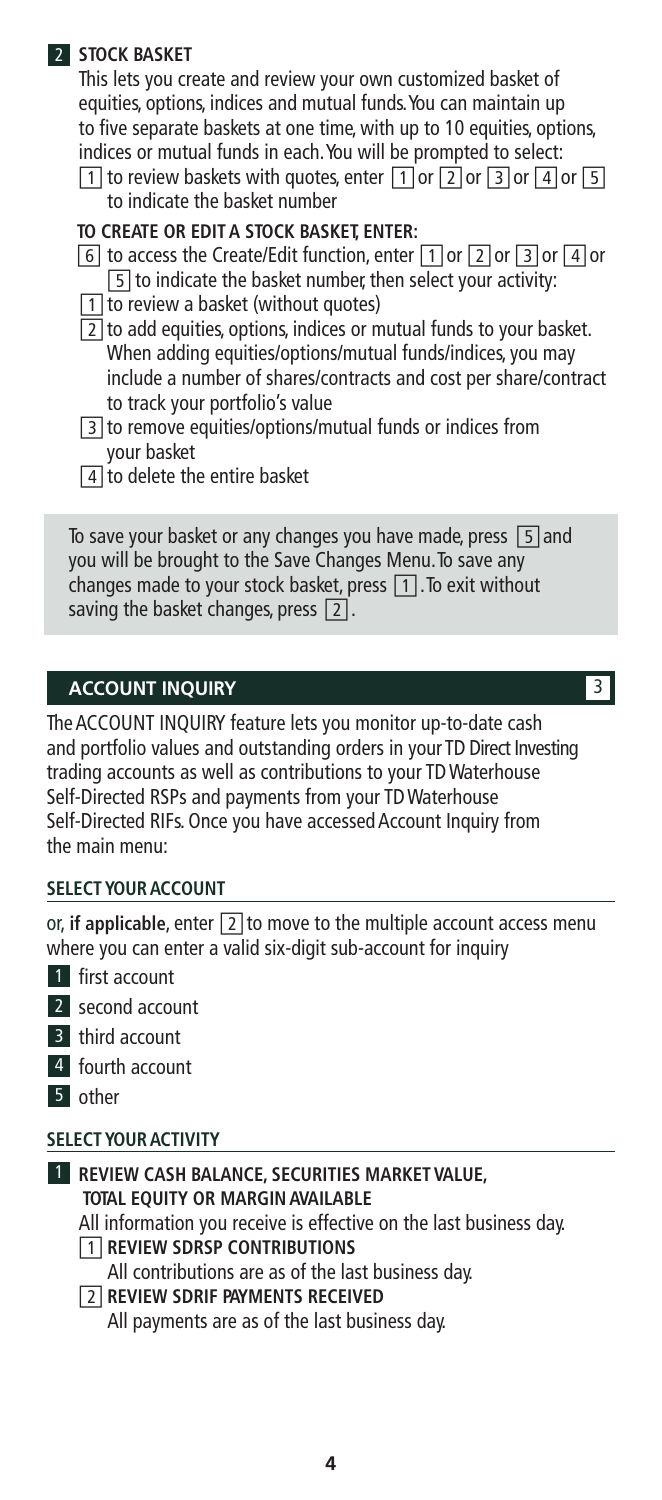## 2 STOCK BASKET

This lets you create and review your own customized basket of equities, options, indices and mutual funds. You can maintain up to five separate baskets at one time, with up to 10 equities, options, indices or mutual funds in each. You will be prompted to select:

- [1] to review baskets with quotes, enter [1] or [2] or [3] or [4] or [5] to indicate the basket number

**TO CREATE OR EDIT A STOCK BASKET, ENTER:**

- [6] to access the Create/Edit function, enter [1] or [2] or [3] or [4] or [5] to indicate the basket number, then select your activity:
- [1] to review a basket (without quotes)
- [2] to add equities, options, indices or mutual funds to your basket. When adding equities/options/mutual funds/indices, you may include a number of shares/contracts and cost per share/contract to track your portfolio's value
- [3] to remove equities/options/mutual funds or indices from your basket
- [4] to delete the entire basket

To save your basket or any changes you have made, press [5] and you will be brought to the Save Changes Menu. To save any changes made to your stock basket, press [1]. To exit without saving the basket changes, press [2].

## ACCOUNT INQUIRY 3

The ACCOUNT INQUIRY feature lets you monitor up-to-date cash and portfolio values and outstanding orders in your TD Direct Investing trading accounts as well as contributions to your TD Waterhouse Self-Directed RSPs and payments from your TD Waterhouse Self-Directed RIFs. Once you have accessed Account Inquiry from the main menu:

### SELECT YOUR ACCOUNT

or, **if applicable**, enter [2] to move to the multiple account access menu where you can enter a valid six-digit sub-account for inquiry

1. first account
2. second account
3. third account
4. fourth account
5. other

### SELECT YOUR ACTIVITY

1. **REVIEW CASH BALANCE, SECURITIES MARKET VALUE, TOTAL EQUITY OR MARGIN AVAILABLE**
   All information you receive is effective on the last business day.
   - [1] **REVIEW SDRSP CONTRIBUTIONS**
     All contributions are as of the last business day.
   - [2] **REVIEW SDRIF PAYMENTS RECEIVED**
     All payments are as of the last business day.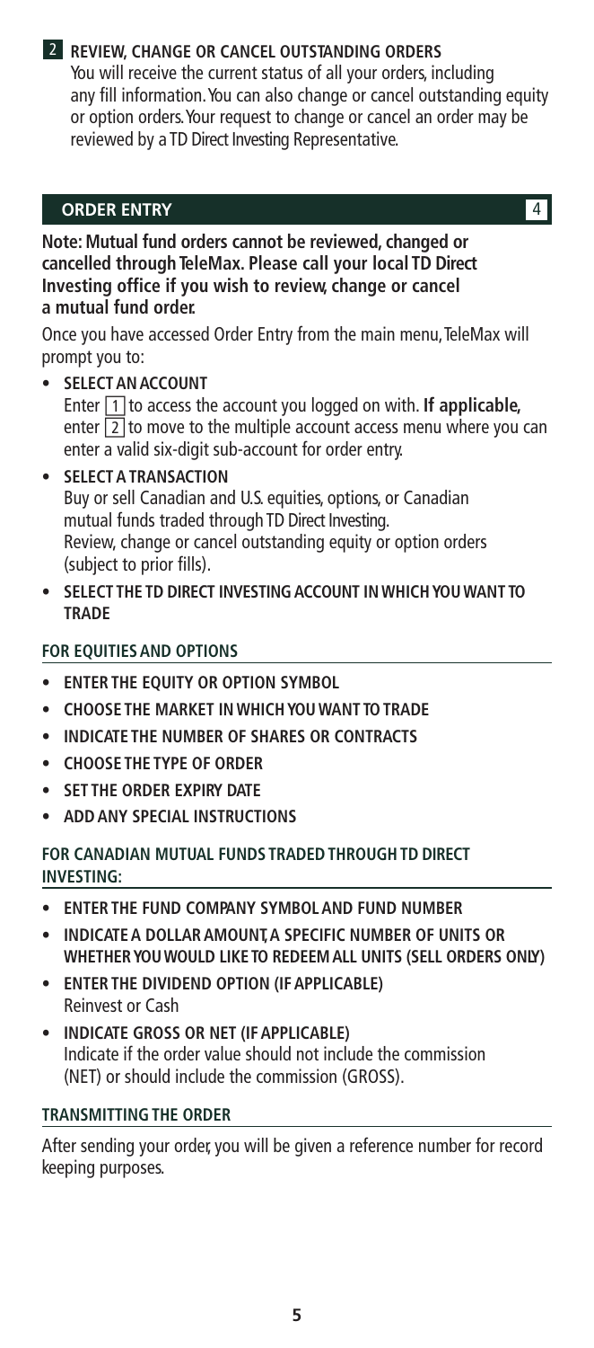**2 REVIEW, CHANGE OR CANCEL OUTSTANDING ORDERS**
You will receive the current status of all your orders, including any fill information. You can also change or cancel outstanding equity or option orders. Your request to change or cancel an order may be reviewed by a TD Direct Investing Representative.

## ORDER ENTRY 4

**Note: Mutual fund orders cannot be reviewed, changed or cancelled through TeleMax. Please call your local TD Direct Investing office if you wish to review, change or cancel a mutual fund order.**

Once you have accessed Order Entry from the main menu, TeleMax will prompt you to:

- **SELECT AN ACCOUNT**
  Enter 1 to access the account you logged on with. **If applicable,** enter 2 to move to the multiple account access menu where you can enter a valid six-digit sub-account for order entry.
- **SELECT A TRANSACTION**
  Buy or sell Canadian and U.S. equities, options, or Canadian mutual funds traded through TD Direct Investing.
  Review, change or cancel outstanding equity or option orders (subject to prior fills).
- **SELECT THE TD DIRECT INVESTING ACCOUNT IN WHICH YOU WANT TO TRADE**

### FOR EQUITIES AND OPTIONS

- **ENTER THE EQUITY OR OPTION SYMBOL**
- **CHOOSE THE MARKET IN WHICH YOU WANT TO TRADE**
- **INDICATE THE NUMBER OF SHARES OR CONTRACTS**
- **CHOOSE THE TYPE OF ORDER**
- **SET THE ORDER EXPIRY DATE**
- **ADD ANY SPECIAL INSTRUCTIONS**

### FOR CANADIAN MUTUAL FUNDS TRADED THROUGH TD DIRECT INVESTING:

- **ENTER THE FUND COMPANY SYMBOL AND FUND NUMBER**
- **INDICATE A DOLLAR AMOUNT, A SPECIFIC NUMBER OF UNITS OR WHETHER YOU WOULD LIKE TO REDEEM ALL UNITS (SELL ORDERS ONLY)**
- **ENTER THE DIVIDEND OPTION (IF APPLICABLE)**
  Reinvest or Cash
- **INDICATE GROSS OR NET (IF APPLICABLE)**
  Indicate if the order value should not include the commission (NET) or should include the commission (GROSS).

### TRANSMITTING THE ORDER

After sending your order, you will be given a reference number for record keeping purposes.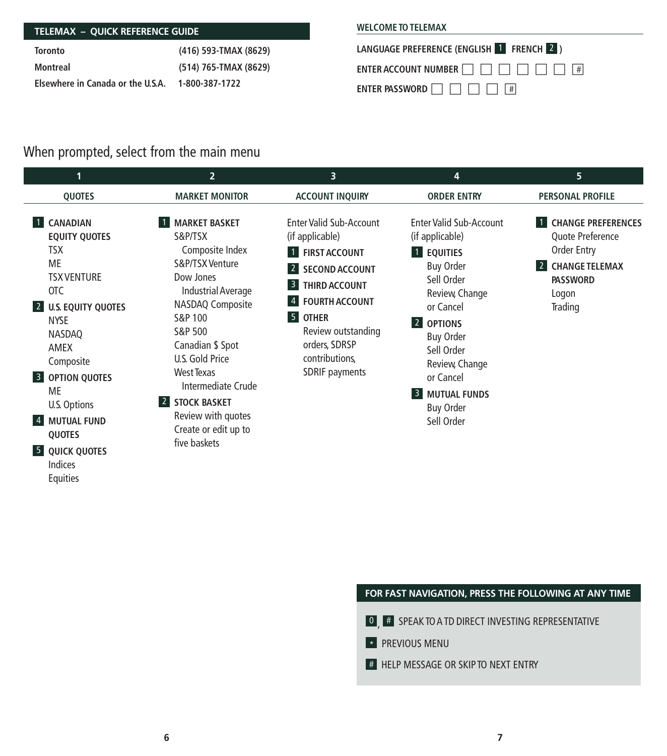## TELEMAX – QUICK REFERENCE GUIDE

| | |
|---|---|
| **Toronto** | **(416) 593-TMAX (8629)** |
| **Montreal** | **(514) 765-TMAX (8629)** |
| **Elsewhere in Canada or the U.S.A.** | **1-800-387-1722** |

## WELCOME TO TELEMAX

**LANGUAGE PREFERENCE (ENGLISH 1 FRENCH 2 )**

**ENTER ACCOUNT NUMBER** ☐ ☐ ☐ ☐ ☐ ☐ #

**ENTER PASSWORD** ☐ ☐ ☐ ☐ #

## When prompted, select from the main menu

### 1 QUOTES

- **1 CANADIAN EQUITY QUOTES**
  - TSX
  - ME
  - TSX VENTURE
  - OTC
- **2 U.S. EQUITY QUOTES**
  - NYSE
  - NASDAQ
  - AMEX
  - Composite
- **3 OPTION QUOTES**
  - ME
  - U.S. Options
- **4 MUTUAL FUND QUOTES**
- **5 QUICK QUOTES**
  - Indices
  - Equities

### 2 MARKET MONITOR

- **1 MARKET BASKET**
  - S&P/TSX Composite Index
  - S&P/TSX Venture
  - Dow Jones Industrial Average
  - NASDAQ Composite
  - S&P 100
  - S&P 500
  - Canadian $ Spot
  - U.S. Gold Price
  - West Texas Intermediate Crude
- **2 STOCK BASKET**
  - Review with quotes
  - Create or edit up to five baskets

### 3 ACCOUNT INQUIRY

Enter Valid Sub-Account (if applicable)

- **1 FIRST ACCOUNT**
- **2 SECOND ACCOUNT**
- **3 THIRD ACCOUNT**
- **4 FOURTH ACCOUNT**
- **5 OTHER**
  - Review outstanding orders, SDRSP contributions, SDRIF payments

### 4 ORDER ENTRY

Enter Valid Sub-Account (if applicable)

- **1 EQUITIES**
  - Buy Order
  - Sell Order
  - Review, Change or Cancel
- **2 OPTIONS**
  - Buy Order
  - Sell Order
  - Review, Change or Cancel
- **3 MUTUAL FUNDS**
  - Buy Order
  - Sell Order

### 5 PERSONAL PROFILE

- **1 CHANGE PREFERENCES**
  - Quote Preference
  - Order Entry
- **2 CHANGE TELEMAX PASSWORD**
  - Logon
  - Trading

## FOR FAST NAVIGATION, PRESS THE FOLLOWING AT ANY TIME

- **0 , #** SPEAK TO A TD DIRECT INVESTING REPRESENTATIVE
- **\*** PREVIOUS MENU
- **#** HELP MESSAGE OR SKIP TO NEXT ENTRY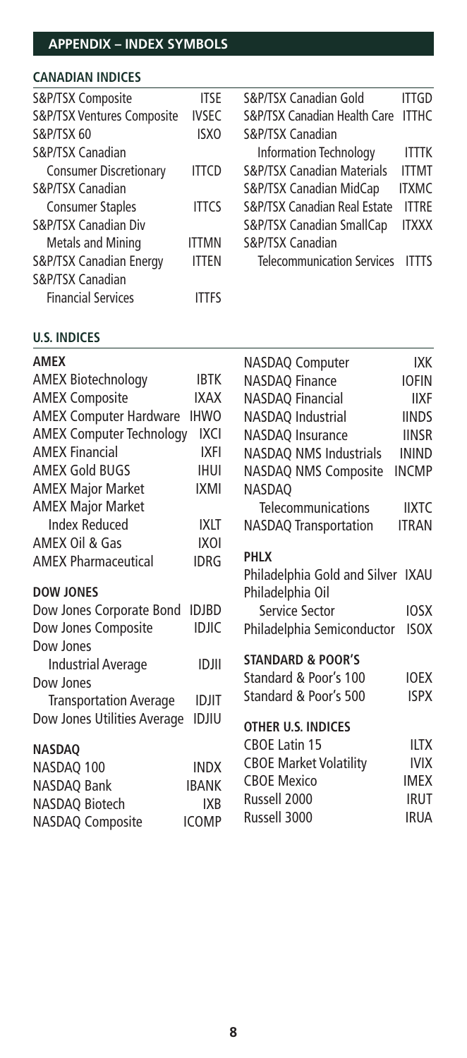# APPENDIX – INDEX SYMBOLS

## CANADIAN INDICES

| Index | Symbol |
|---|---|
| S&P/TSX Composite | ITSE |
| S&P/TSX Ventures Composite | IVSEC |
| S&P/TSX 60 | ISXO |
| S&P/TSX Canadian Consumer Discretionary | ITTCD |
| S&P/TSX Canadian Consumer Staples | ITTCS |
| S&P/TSX Canadian Div Metals and Mining | ITTMN |
| S&P/TSX Canadian Energy | ITTEN |
| S&P/TSX Canadian Financial Services | ITTFS |
| S&P/TSX Canadian Gold | ITTGD |
| S&P/TSX Canadian Health Care | ITTHC |
| S&P/TSX Canadian Information Technology | ITTTK |
| S&P/TSX Canadian Materials | ITTMT |
| S&P/TSX Canadian MidCap | ITXMC |
| S&P/TSX Canadian Real Estate | ITTRE |
| S&P/TSX Canadian SmallCap | ITXXX |
| S&P/TSX Canadian Telecommunication Services | ITTTS |

## U.S. INDICES

### AMEX

| Index | Symbol |
|---|---|
| AMEX Biotechnology | IBTK |
| AMEX Composite | IXAX |
| AMEX Computer Hardware | IHWO |
| AMEX Computer Technology | IXCI |
| AMEX Financial | IXFI |
| AMEX Gold BUGS | IHUI |
| AMEX Major Market | IXMI |
| AMEX Major Market Index Reduced | IXLT |
| AMEX Oil & Gas | IXOI |
| AMEX Pharmaceutical | IDRG |

### DOW JONES

| Index | Symbol |
|---|---|
| Dow Jones Corporate Bond | IDJBD |
| Dow Jones Composite | IDJIC |
| Dow Jones Industrial Average | IDJII |
| Dow Jones Transportation Average | IDJIT |
| Dow Jones Utilities Average | IDJIU |

### NASDAQ

| Index | Symbol |
|---|---|
| NASDAQ 100 | INDX |
| NASDAQ Bank | IBANK |
| NASDAQ Biotech | IXB |
| NASDAQ Composite | ICOMP |
| NASDAQ Computer | IXK |
| NASDAQ Finance | IOFIN |
| NASDAQ Financial | IIXF |
| NASDAQ Industrial | IINDS |
| NASDAQ Insurance | IINSR |
| NASDAQ NMS Industrials | ININD |
| NASDAQ NMS Composite | INCMP |
| NASDAQ Telecommunications | IIXTC |
| NASDAQ Transportation | ITRAN |

### PHLX

| Index | Symbol |
|---|---|
| Philadelphia Gold and Silver | IXAU |
| Philadelphia Oil Service Sector | IOSX |
| Philadelphia Semiconductor | ISOX |

### STANDARD & POOR'S

| Index | Symbol |
|---|---|
| Standard & Poor's 100 | IOEX |
| Standard & Poor's 500 | ISPX |

### OTHER U.S. INDICES

| Index | Symbol |
|---|---|
| CBOE Latin 15 | ILTX |
| CBOE Market Volatility | IVIX |
| CBOE Mexico | IMEX |
| Russell 2000 | IRUT |
| Russell 3000 | IRUA |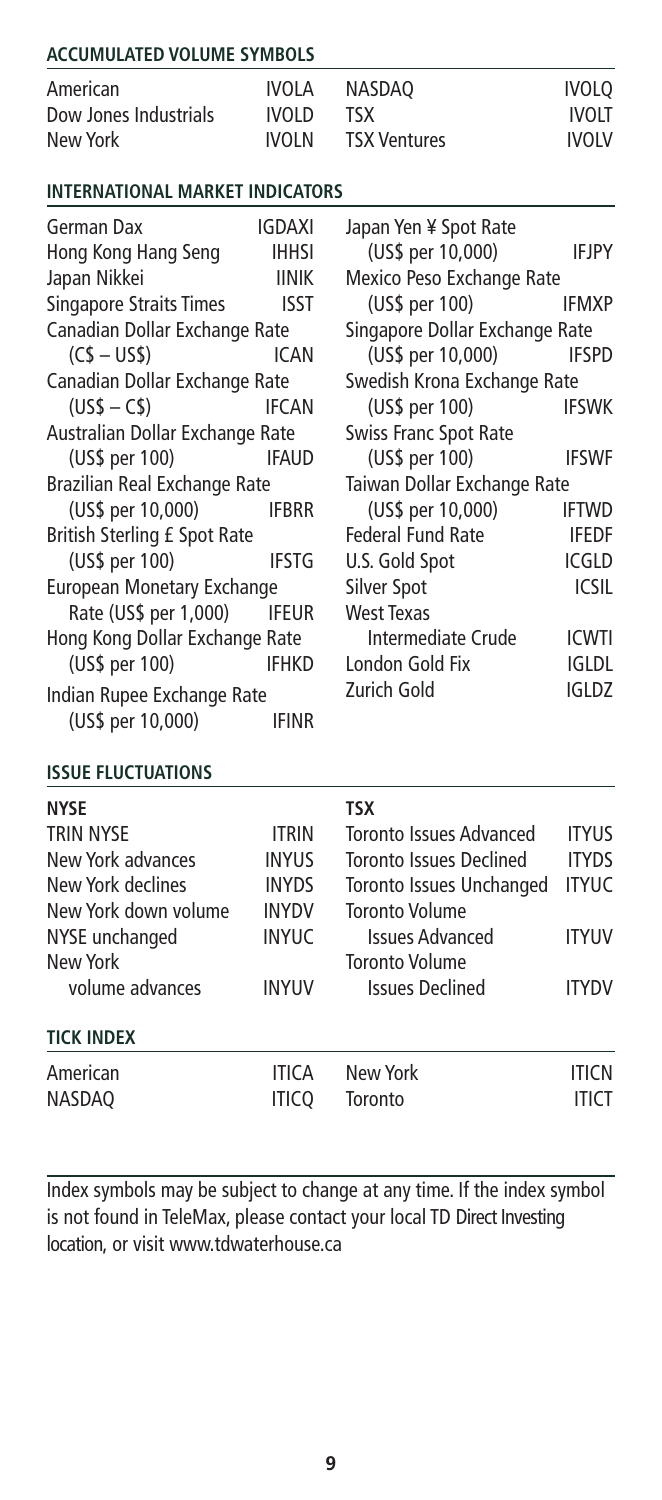## ACCUMULATED VOLUME SYMBOLS

| | | | |
|---|---|---|---|
| American | IVOLA | NASDAQ | IVOLQ |
| Dow Jones Industrials | IVOLD | TSX | IVOLT |
| New York | IVOLN | TSX Ventures | IVOLV |

## INTERNATIONAL MARKET INDICATORS

| | |
|---|---|
| German Dax | IGDAXI |
| Hong Kong Hang Seng | IHHSI |
| Japan Nikkei | IINIK |
| Singapore Straits Times | ISST |
| Canadian Dollar Exchange Rate (C$ – US$) | ICAN |
| Canadian Dollar Exchange Rate (US$ – C$) | IFCAN |
| Australian Dollar Exchange Rate (US$ per 100) | IFAUD |
| Brazilian Real Exchange Rate (US$ per 10,000) | IFBRR |
| British Sterling £ Spot Rate (US$ per 100) | IFSTG |
| European Monetary Exchange Rate (US$ per 1,000) | IFEUR |
| Hong Kong Dollar Exchange Rate (US$ per 100) | IFHKD |
| Indian Rupee Exchange Rate (US$ per 10,000) | IFINR |
| Japan Yen ¥ Spot Rate (US$ per 10,000) | IFJPY |
| Mexico Peso Exchange Rate (US$ per 100) | IFMXP |
| Singapore Dollar Exchange Rate (US$ per 10,000) | IFSPD |
| Swedish Krona Exchange Rate (US$ per 100) | IFSWK |
| Swiss Franc Spot Rate (US$ per 100) | IFSWF |
| Taiwan Dollar Exchange Rate (US$ per 10,000) | IFTWD |
| Federal Fund Rate | IFEDF |
| U.S. Gold Spot | ICGLD |
| Silver Spot | ICSIL |
| West Texas Intermediate Crude | ICWTI |
| London Gold Fix | IGLDL |
| Zurich Gold | IGLDZ |

## ISSUE FLUCTUATIONS

| NYSE | | TSX | |
|---|---|---|---|
| TRIN NYSE | ITRIN | Toronto Issues Advanced | ITYUS |
| New York advances | INYUS | Toronto Issues Declined | ITYDS |
| New York declines | INYDS | Toronto Issues Unchanged | ITYUC |
| New York down volume | INYDV | Toronto Volume Issues Advanced | ITYUV |
| NYSE unchanged | INYUC | Toronto Volume Issues Declined | ITYDV |
| New York volume advances | INYUV | | |

## TICK INDEX

| | | | |
|---|---|---|---|
| American | ITICA | New York | ITICN |
| NASDAQ | ITICQ | Toronto | ITICT |

Index symbols may be subject to change at any time. If the index symbol is not found in TeleMax, please contact your local TD Direct Investing location, or visit www.tdwaterhouse.ca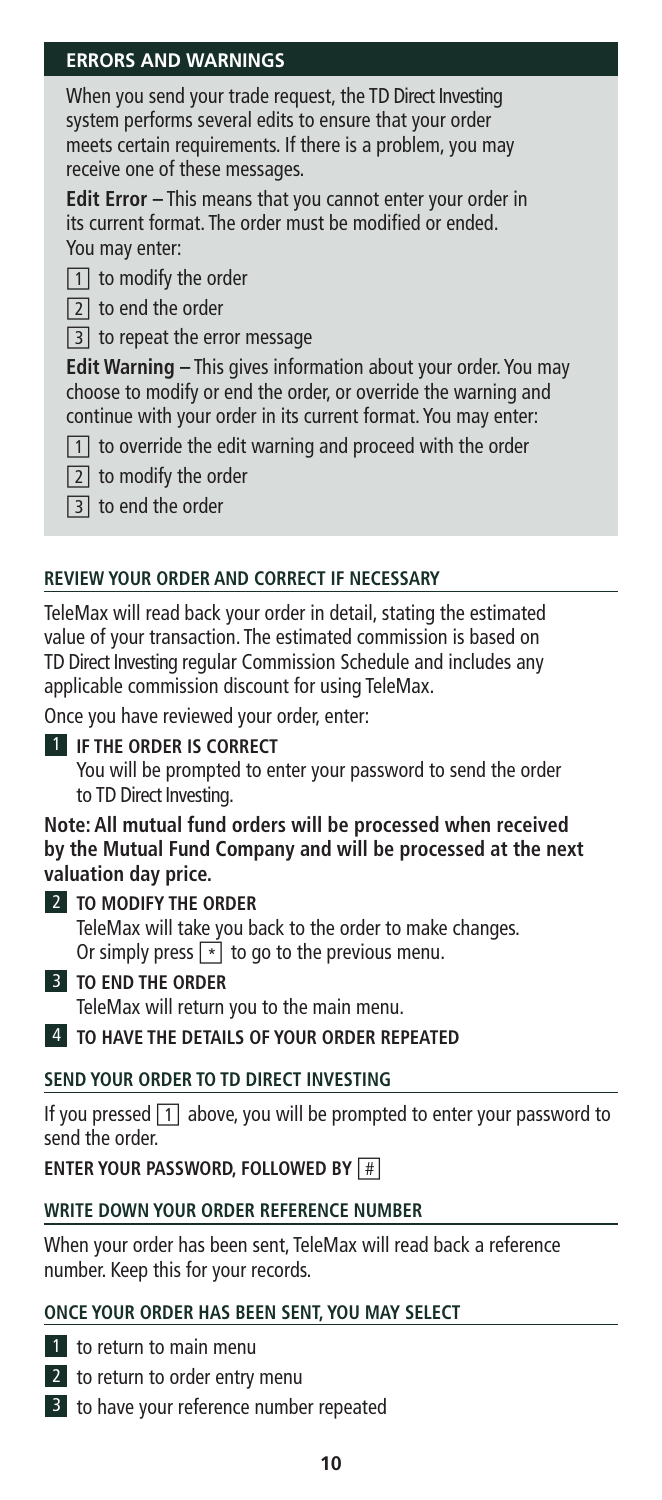## ERRORS AND WARNINGS

When you send your trade request, the TD Direct Investing system performs several edits to ensure that your order meets certain requirements. If there is a problem, you may receive one of these messages.

**Edit Error –** This means that you cannot enter your order in its current format. The order must be modified or ended. You may enter:

- 1 to modify the order
- 2 to end the order
- 3 to repeat the error message

**Edit Warning –** This gives information about your order. You may choose to modify or end the order, or override the warning and continue with your order in its current format. You may enter:

- 1 to override the edit warning and proceed with the order
- 2 to modify the order
- 3 to end the order

## REVIEW YOUR ORDER AND CORRECT IF NECESSARY

TeleMax will read back your order in detail, stating the estimated value of your transaction. The estimated commission is based on TD Direct Investing regular Commission Schedule and includes any applicable commission discount for using TeleMax.

Once you have reviewed your order, enter:

**1 IF THE ORDER IS CORRECT**
You will be prompted to enter your password to send the order to TD Direct Investing.

**Note: All mutual fund orders will be processed when received by the Mutual Fund Company and will be processed at the next valuation day price.**

**2 TO MODIFY THE ORDER**
TeleMax will take you back to the order to make changes. Or simply press * to go to the previous menu.

**3 TO END THE ORDER**
TeleMax will return you to the main menu.

**4 TO HAVE THE DETAILS OF YOUR ORDER REPEATED**

## SEND YOUR ORDER TO TD DIRECT INVESTING

If you pressed 1 above, you will be prompted to enter your password to send the order.

**ENTER YOUR PASSWORD, FOLLOWED BY #**

## WRITE DOWN YOUR ORDER REFERENCE NUMBER

When your order has been sent, TeleMax will read back a reference number. Keep this for your records.

## ONCE YOUR ORDER HAS BEEN SENT, YOU MAY SELECT

- 1 to return to main menu
- 2 to return to order entry menu
- 3 to have your reference number repeated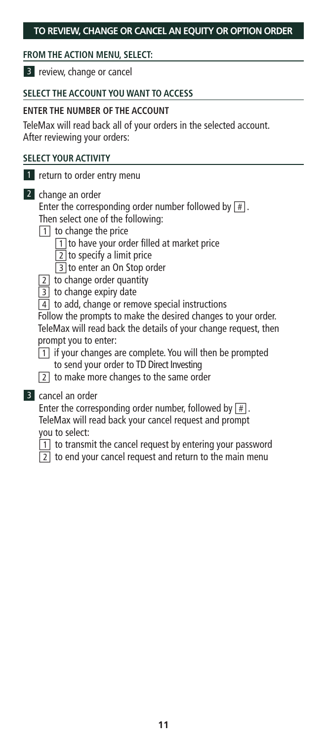## TO REVIEW, CHANGE OR CANCEL AN EQUITY OR OPTION ORDER

**FROM THE ACTION MENU, SELECT:**

3 review, change or cancel

**SELECT THE ACCOUNT YOU WANT TO ACCESS**

**ENTER THE NUMBER OF THE ACCOUNT**

TeleMax will read back all of your orders in the selected account. After reviewing your orders:

**SELECT YOUR ACTIVITY**

1 return to order entry menu

2 change an order
Enter the corresponding order number followed by #.
Then select one of the following:
- 1 to change the price
  - 1 to have your order filled at market price
  - 2 to specify a limit price
  - 3 to enter an On Stop order
- 2 to change order quantity
- 3 to change expiry date
- 4 to add, change or remove special instructions

Follow the prompts to make the desired changes to your order. TeleMax will read back the details of your change request, then prompt you to enter:
- 1 if your changes are complete. You will then be prompted to send your order to TD Direct Investing
- 2 to make more changes to the same order

3 cancel an order
Enter the corresponding order number, followed by #.
TeleMax will read back your cancel request and prompt you to select:
- 1 to transmit the cancel request by entering your password
- 2 to end your cancel request and return to the main menu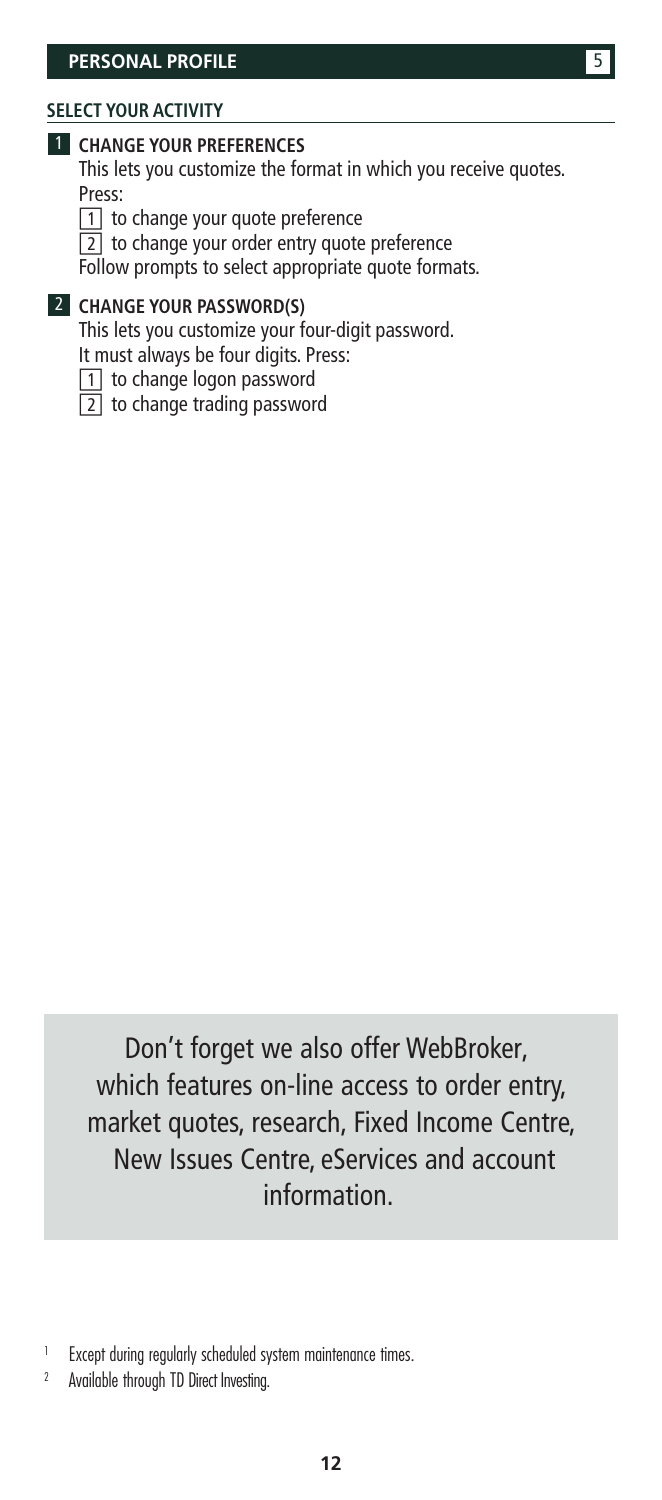## PERSONAL PROFILE

### SELECT YOUR ACTIVITY

**1 CHANGE YOUR PREFERENCES**

This lets you customize the format in which you receive quotes. Press:

- 1 to change your quote preference
- 2 to change your order entry quote preference

Follow prompts to select appropriate quote formats.

**2 CHANGE YOUR PASSWORD(S)**

This lets you customize your four-digit password. It must always be four digits. Press:

- 1 to change logon password
- 2 to change trading password

Don't forget we also offer WebBroker, which features on-line access to order entry, market quotes, research, Fixed Income Centre, New Issues Centre, eServices and account information.

[1] Except during regularly scheduled system maintenance times.

[2] Available through TD Direct Investing.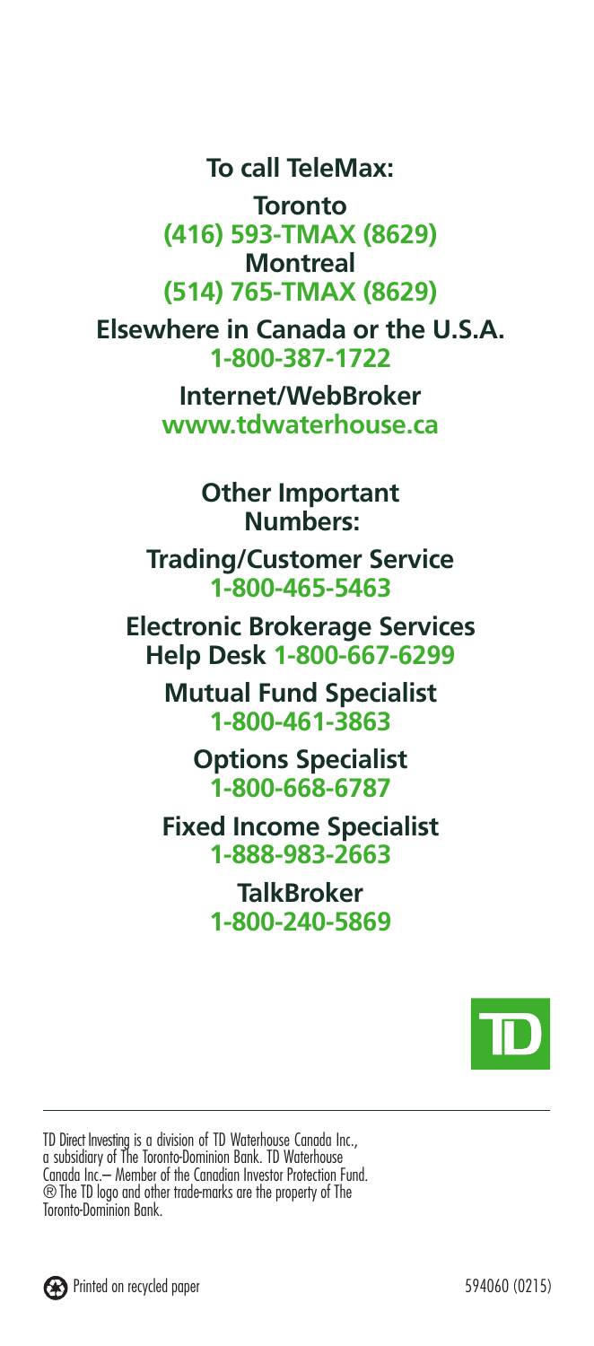**To call TeleMax:**

**Toronto**
**(416) 593-TMAX (8629)**
**Montreal**
**(514) 765-TMAX (8629)**

**Elsewhere in Canada or the U.S.A.**
**1-800-387-1722**

**Internet/WebBroker**
**www.tdwaterhouse.ca**

**Other Important Numbers:**

**Trading/Customer Service**
**1-800-465-5463**

**Electronic Brokerage Services Help Desk 1-800-667-6299**

**Mutual Fund Specialist**
**1-800-461-3863**

**Options Specialist**
**1-800-668-6787**

**Fixed Income Specialist**
**1-888-983-2663**

**TalkBroker**
**1-800-240-5869**

TD

TD Direct Investing is a division of TD Waterhouse Canada Inc., a subsidiary of The Toronto-Dominion Bank. TD Waterhouse Canada Inc.– Member of the Canadian Investor Protection Fund. ® The TD logo and other trade-marks are the property of The Toronto-Dominion Bank.

Printed on recycled paper

594060 (0215)